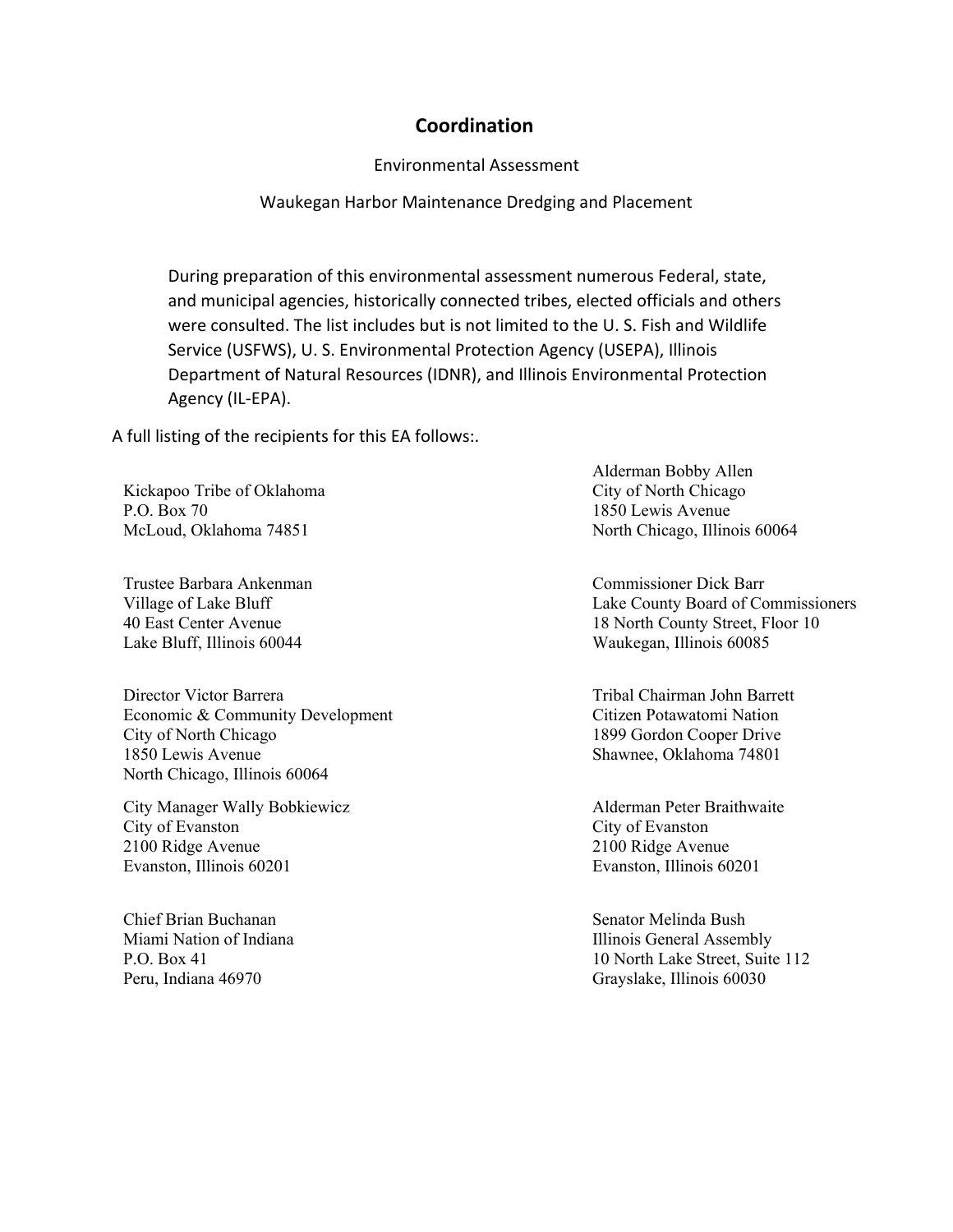## Coordination

Environmental Assessment

Waukegan Harbor Maintenance Dredging and Placement

During preparation of this environmental assessment numerous Federal, state, and municipal agencies, historically connected tribes, elected officials and others were consulted. The list includes but is not limited to the U. S. Fish and Wildlife Service (USFWS), U. S. Environmental Protection Agency (USEPA), Illinois Department of Natural Resources (IDNR), and Illinois Environmental Protection Agency (IL-EPA).

A full listing of the recipients for this EA follows:.

Kickapoo Tribe of Oklahoma
P.O. Box 70
McLoud, Oklahoma 74851

Alderman Bobby Allen
City of North Chicago
1850 Lewis Avenue
North Chicago, Illinois 60064

Trustee Barbara Ankenman
Village of Lake Bluff
40 East Center Avenue
Lake Bluff, Illinois 60044

Commissioner Dick Barr
Lake County Board of Commissioners
18 North County Street, Floor 10
Waukegan, Illinois 60085

Director Victor Barrera
Economic & Community Development
City of North Chicago
1850 Lewis Avenue
North Chicago, Illinois 60064

Tribal Chairman John Barrett
Citizen Potawatomi Nation
1899 Gordon Cooper Drive
Shawnee, Oklahoma 74801

City Manager Wally Bobkiewicz
City of Evanston
2100 Ridge Avenue
Evanston, Illinois 60201

Alderman Peter Braithwaite
City of Evanston
2100 Ridge Avenue
Evanston, Illinois 60201

Chief Brian Buchanan
Miami Nation of Indiana
P.O. Box 41
Peru, Indiana 46970

Senator Melinda Bush
Illinois General Assembly
10 North Lake Street, Suite 112
Grayslake, Illinois 60030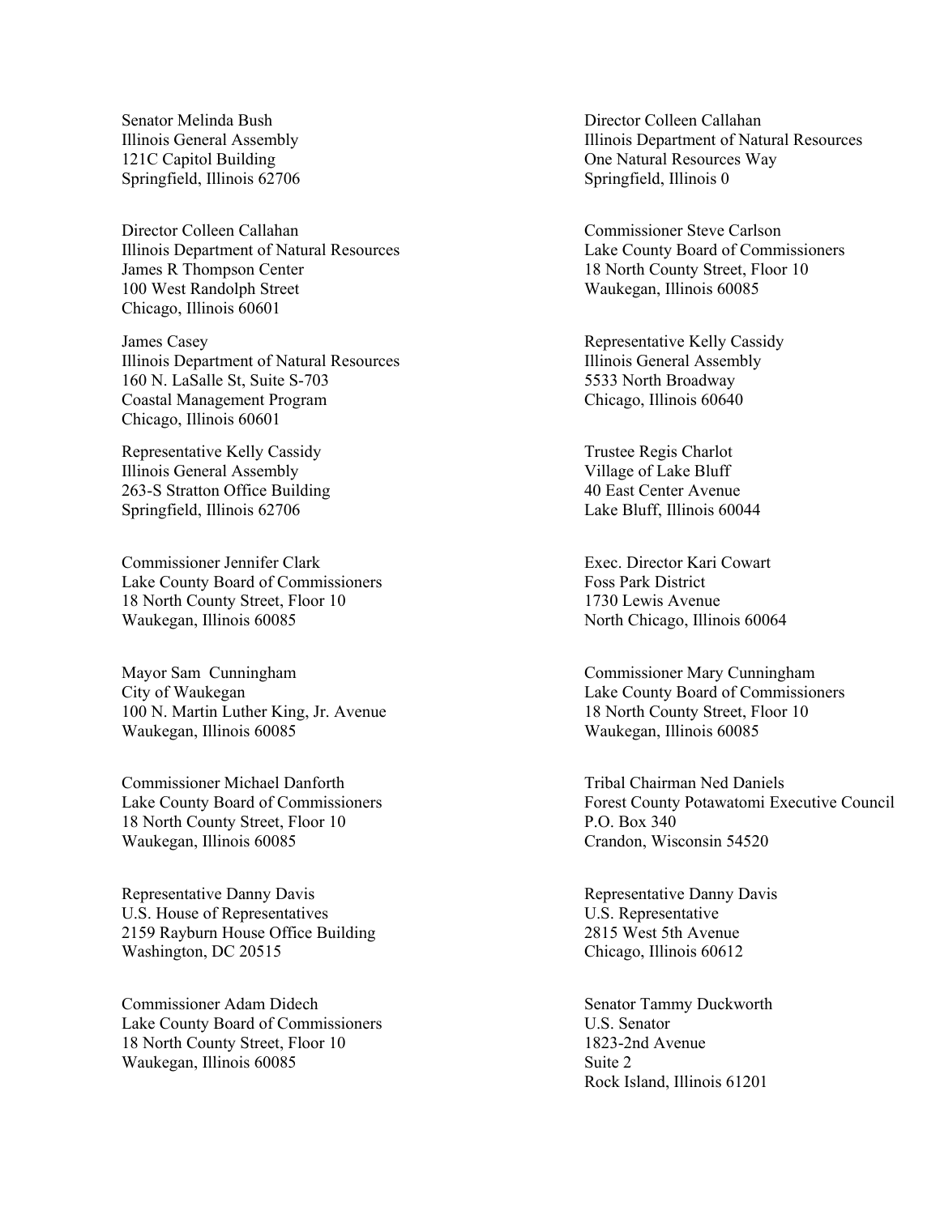Senator Melinda Bush
Illinois General Assembly
121C Capitol Building
Springfield, Illinois 62706

Director Colleen Callahan
Illinois Department of Natural Resources
One Natural Resources Way
Springfield, Illinois 0

Director Colleen Callahan
Illinois Department of Natural Resources
James R Thompson Center
100 West Randolph Street
Chicago, Illinois 60601

Commissioner Steve Carlson
Lake County Board of Commissioners
18 North County Street, Floor 10
Waukegan, Illinois 60085

James Casey
Illinois Department of Natural Resources
160 N. LaSalle St, Suite S-703
Coastal Management Program
Chicago, Illinois 60601

Representative Kelly Cassidy
Illinois General Assembly
5533 North Broadway
Chicago, Illinois 60640

Representative Kelly Cassidy
Illinois General Assembly
263-S Stratton Office Building
Springfield, Illinois 62706

Trustee Regis Charlot
Village of Lake Bluff
40 East Center Avenue
Lake Bluff, Illinois 60044

Commissioner Jennifer Clark
Lake County Board of Commissioners
18 North County Street, Floor 10
Waukegan, Illinois 60085

Exec. Director Kari Cowart
Foss Park District
1730 Lewis Avenue
North Chicago, Illinois 60064

Mayor Sam Cunningham
City of Waukegan
100 N. Martin Luther King, Jr. Avenue
Waukegan, Illinois 60085

Commissioner Mary Cunningham
Lake County Board of Commissioners
18 North County Street, Floor 10
Waukegan, Illinois 60085

Commissioner Michael Danforth
Lake County Board of Commissioners
18 North County Street, Floor 10
Waukegan, Illinois 60085

Tribal Chairman Ned Daniels
Forest County Potawatomi Executive Council
P.O. Box 340
Crandon, Wisconsin 54520

Representative Danny Davis
U.S. House of Representatives
2159 Rayburn House Office Building
Washington, DC 20515

Representative Danny Davis
U.S. Representative
2815 West 5th Avenue
Chicago, Illinois 60612

Commissioner Adam Didech
Lake County Board of Commissioners
18 North County Street, Floor 10
Waukegan, Illinois 60085

Senator Tammy Duckworth
U.S. Senator
1823-2nd Avenue
Suite 2
Rock Island, Illinois 61201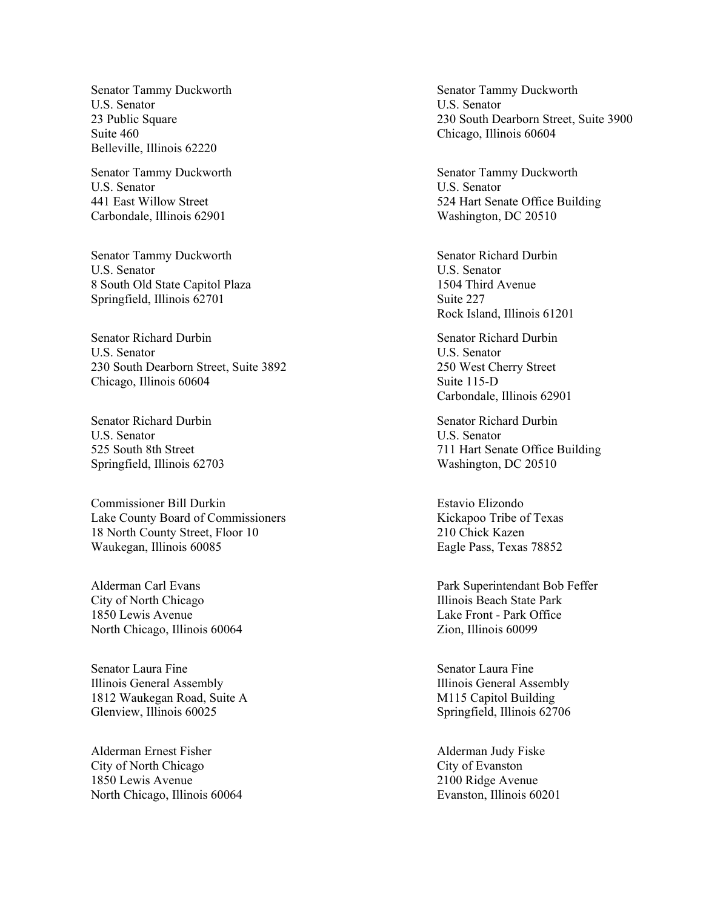Senator Tammy Duckworth
U.S. Senator
23 Public Square
Suite 460
Belleville, Illinois 62220

Senator Tammy Duckworth
U.S. Senator
230 South Dearborn Street, Suite 3900
Chicago, Illinois 60604

Senator Tammy Duckworth
U.S. Senator
441 East Willow Street
Carbondale, Illinois 62901

Senator Tammy Duckworth
U.S. Senator
524 Hart Senate Office Building
Washington, DC 20510

Senator Tammy Duckworth
U.S. Senator
8 South Old State Capitol Plaza
Springfield, Illinois 62701

Senator Richard Durbin
U.S. Senator
1504 Third Avenue
Suite 227
Rock Island, Illinois 61201

Senator Richard Durbin
U.S. Senator
230 South Dearborn Street, Suite 3892
Chicago, Illinois 60604

Senator Richard Durbin
U.S. Senator
250 West Cherry Street
Suite 115-D
Carbondale, Illinois 62901

Senator Richard Durbin
U.S. Senator
525 South 8th Street
Springfield, Illinois 62703

Senator Richard Durbin
U.S. Senator
711 Hart Senate Office Building
Washington, DC 20510

Commissioner Bill Durkin
Lake County Board of Commissioners
18 North County Street, Floor 10
Waukegan, Illinois 60085

Estavio Elizondo
Kickapoo Tribe of Texas
210 Chick Kazen
Eagle Pass, Texas 78852

Alderman Carl Evans
City of North Chicago
1850 Lewis Avenue
North Chicago, Illinois 60064

Park Superintendant Bob Feffer
Illinois Beach State Park
Lake Front - Park Office
Zion, Illinois 60099

Senator Laura Fine
Illinois General Assembly
1812 Waukegan Road, Suite A
Glenview, Illinois 60025

Senator Laura Fine
Illinois General Assembly
M115 Capitol Building
Springfield, Illinois 62706

Alderman Ernest Fisher
City of North Chicago
1850 Lewis Avenue
North Chicago, Illinois 60064

Alderman Judy Fiske
City of Evanston
2100 Ridge Avenue
Evanston, Illinois 60201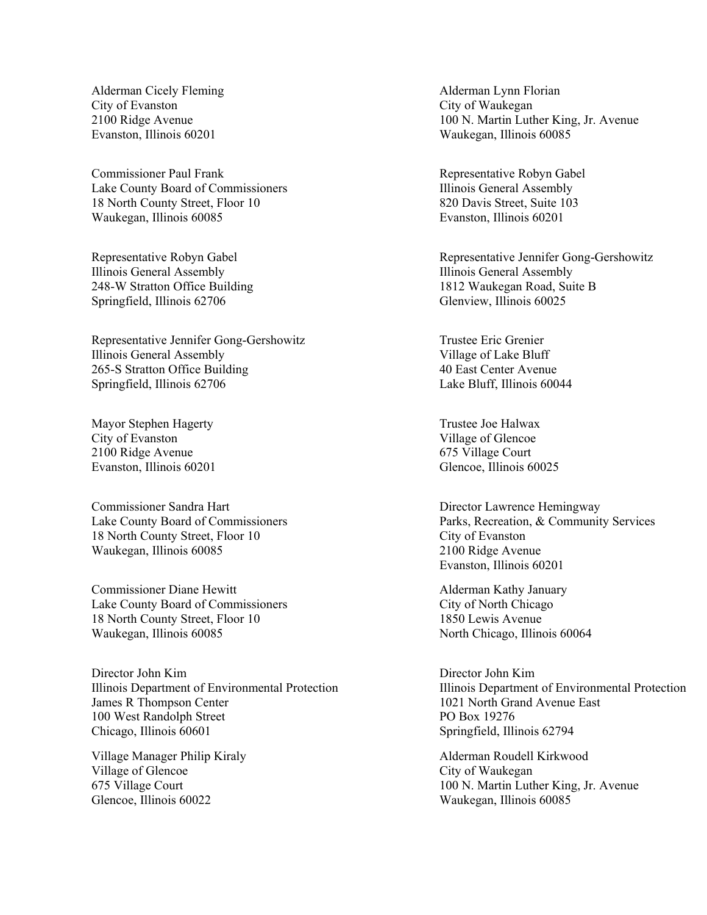Alderman Cicely Fleming
City of Evanston
2100 Ridge Avenue
Evanston, Illinois 60201

Alderman Lynn Florian
City of Waukegan
100 N. Martin Luther King, Jr. Avenue
Waukegan, Illinois 60085

Commissioner Paul Frank
Lake County Board of Commissioners
18 North County Street, Floor 10
Waukegan, Illinois 60085

Representative Robyn Gabel
Illinois General Assembly
820 Davis Street, Suite 103
Evanston, Illinois 60201

Representative Robyn Gabel
Illinois General Assembly
248-W Stratton Office Building
Springfield, Illinois 62706

Representative Jennifer Gong-Gershowitz
Illinois General Assembly
1812 Waukegan Road, Suite B
Glenview, Illinois 60025

Representative Jennifer Gong-Gershowitz
Illinois General Assembly
265-S Stratton Office Building
Springfield, Illinois 62706

Trustee Eric Grenier
Village of Lake Bluff
40 East Center Avenue
Lake Bluff, Illinois 60044

Mayor Stephen Hagerty
City of Evanston
2100 Ridge Avenue
Evanston, Illinois 60201

Trustee Joe Halwax
Village of Glencoe
675 Village Court
Glencoe, Illinois 60025

Commissioner Sandra Hart
Lake County Board of Commissioners
18 North County Street, Floor 10
Waukegan, Illinois 60085

Director Lawrence Hemingway
Parks, Recreation, & Community Services
City of Evanston
2100 Ridge Avenue
Evanston, Illinois 60201

Commissioner Diane Hewitt
Lake County Board of Commissioners
18 North County Street, Floor 10
Waukegan, Illinois 60085

Alderman Kathy January
City of North Chicago
1850 Lewis Avenue
North Chicago, Illinois 60064

Director John Kim
Illinois Department of Environmental Protection
James R Thompson Center
100 West Randolph Street
Chicago, Illinois 60601

Director John Kim
Illinois Department of Environmental Protection
1021 North Grand Avenue East
PO Box 19276
Springfield, Illinois 62794

Village Manager Philip Kiraly
Village of Glencoe
675 Village Court
Glencoe, Illinois 60022

Alderman Roudell Kirkwood
City of Waukegan
100 N. Martin Luther King, Jr. Avenue
Waukegan, Illinois 60085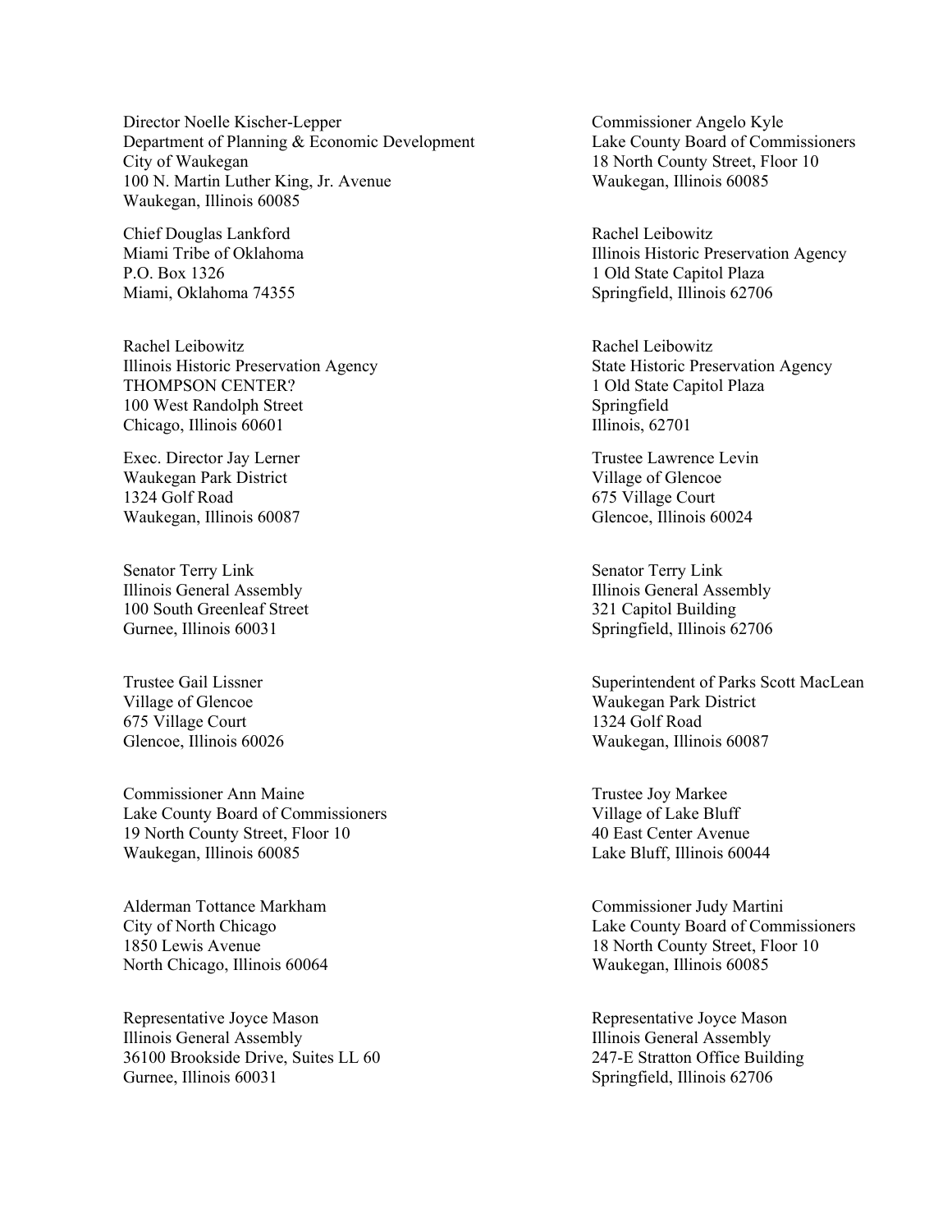Director Noelle Kischer-Lepper
Department of Planning & Economic Development
City of Waukegan
100 N. Martin Luther King, Jr. Avenue
Waukegan, Illinois 60085

Commissioner Angelo Kyle
Lake County Board of Commissioners
18 North County Street, Floor 10
Waukegan, Illinois 60085

Chief Douglas Lankford
Miami Tribe of Oklahoma
P.O. Box 1326
Miami, Oklahoma 74355

Rachel Leibowitz
Illinois Historic Preservation Agency
1 Old State Capitol Plaza
Springfield, Illinois 62706

Rachel Leibowitz
Illinois Historic Preservation Agency
THOMPSON CENTER?
100 West Randolph Street
Chicago, Illinois 60601

Rachel Leibowitz
State Historic Preservation Agency
1 Old State Capitol Plaza
Springfield
Illinois, 62701

Exec. Director Jay Lerner
Waukegan Park District
1324 Golf Road
Waukegan, Illinois 60087

Trustee Lawrence Levin
Village of Glencoe
675 Village Court
Glencoe, Illinois 60024

Senator Terry Link
Illinois General Assembly
100 South Greenleaf Street
Gurnee, Illinois 60031

Senator Terry Link
Illinois General Assembly
321 Capitol Building
Springfield, Illinois 62706

Trustee Gail Lissner
Village of Glencoe
675 Village Court
Glencoe, Illinois 60026

Superintendent of Parks Scott MacLean
Waukegan Park District
1324 Golf Road
Waukegan, Illinois 60087

Commissioner Ann Maine
Lake County Board of Commissioners
19 North County Street, Floor 10
Waukegan, Illinois 60085

Trustee Joy Markee
Village of Lake Bluff
40 East Center Avenue
Lake Bluff, Illinois 60044

Alderman Tottance Markham
City of North Chicago
1850 Lewis Avenue
North Chicago, Illinois 60064

Commissioner Judy Martini
Lake County Board of Commissioners
18 North County Street, Floor 10
Waukegan, Illinois 60085

Representative Joyce Mason
Illinois General Assembly
36100 Brookside Drive, Suites LL 60
Gurnee, Illinois 60031

Representative Joyce Mason
Illinois General Assembly
247-E Stratton Office Building
Springfield, Illinois 62706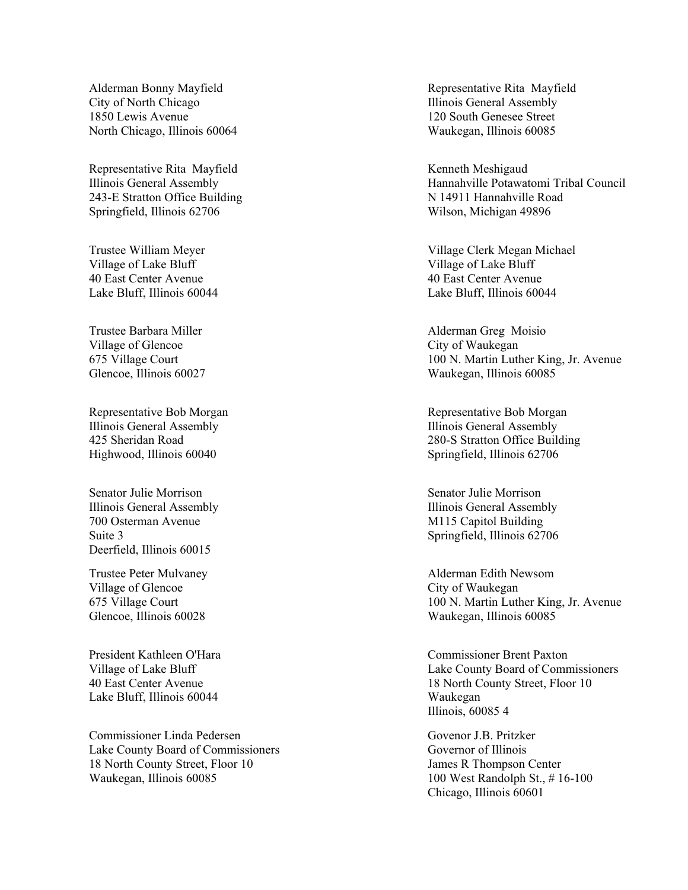Alderman Bonny Mayfield
City of North Chicago
1850 Lewis Avenue
North Chicago, Illinois 60064

Representative Rita Mayfield
Illinois General Assembly
120 South Genesee Street
Waukegan, Illinois 60085

Representative Rita Mayfield
Illinois General Assembly
243-E Stratton Office Building
Springfield, Illinois 62706

Kenneth Meshigaud
Hannahville Potawatomi Tribal Council
N 14911 Hannahville Road
Wilson, Michigan 49896

Trustee William Meyer
Village of Lake Bluff
40 East Center Avenue
Lake Bluff, Illinois 60044

Village Clerk Megan Michael
Village of Lake Bluff
40 East Center Avenue
Lake Bluff, Illinois 60044

Trustee Barbara Miller
Village of Glencoe
675 Village Court
Glencoe, Illinois 60027

Alderman Greg Moisio
City of Waukegan
100 N. Martin Luther King, Jr. Avenue
Waukegan, Illinois 60085

Representative Bob Morgan
Illinois General Assembly
425 Sheridan Road
Highwood, Illinois 60040

Representative Bob Morgan
Illinois General Assembly
280-S Stratton Office Building
Springfield, Illinois 62706

Senator Julie Morrison
Illinois General Assembly
700 Osterman Avenue
Suite 3
Deerfield, Illinois 60015

Senator Julie Morrison
Illinois General Assembly
M115 Capitol Building
Springfield, Illinois 62706

Trustee Peter Mulvaney
Village of Glencoe
675 Village Court
Glencoe, Illinois 60028

Alderman Edith Newsom
City of Waukegan
100 N. Martin Luther King, Jr. Avenue
Waukegan, Illinois 60085

President Kathleen O'Hara
Village of Lake Bluff
40 East Center Avenue
Lake Bluff, Illinois 60044

Commissioner Brent Paxton
Lake County Board of Commissioners
18 North County Street, Floor 10
Waukegan
Illinois, 60085 4

Commissioner Linda Pedersen
Lake County Board of Commissioners
18 North County Street, Floor 10
Waukegan, Illinois 60085

Govenor J.B. Pritzker
Governor of Illinois
James R Thompson Center
100 West Randolph St., # 16-100
Chicago, Illinois 60601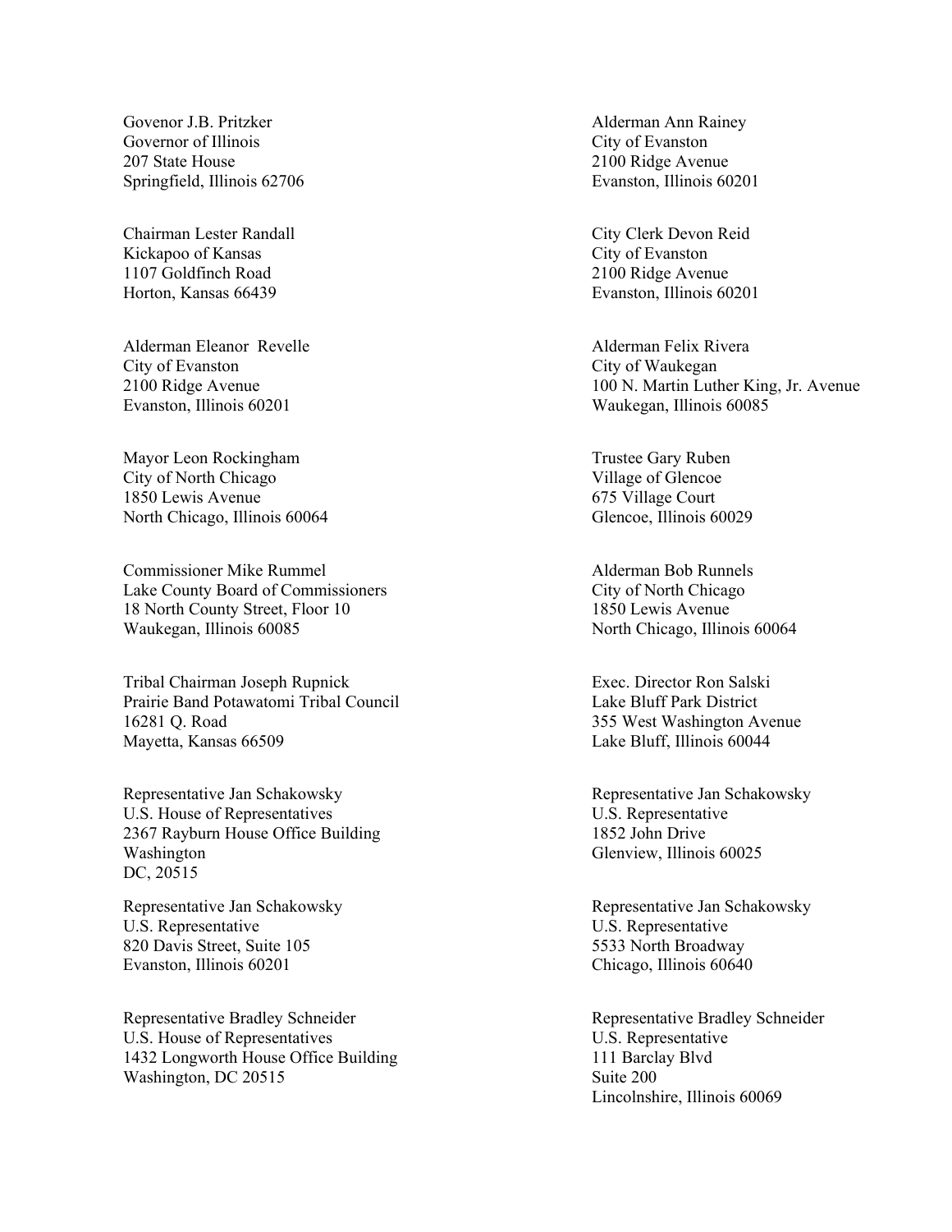Govenor J.B. Pritzker
Governor of Illinois
207 State House
Springfield, Illinois 62706

Alderman Ann Rainey
City of Evanston
2100 Ridge Avenue
Evanston, Illinois 60201

Chairman Lester Randall
Kickapoo of Kansas
1107 Goldfinch Road
Horton, Kansas 66439

City Clerk Devon Reid
City of Evanston
2100 Ridge Avenue
Evanston, Illinois 60201

Alderman Eleanor Revelle
City of Evanston
2100 Ridge Avenue
Evanston, Illinois 60201

Alderman Felix Rivera
City of Waukegan
100 N. Martin Luther King, Jr. Avenue
Waukegan, Illinois 60085

Mayor Leon Rockingham
City of North Chicago
1850 Lewis Avenue
North Chicago, Illinois 60064

Trustee Gary Ruben
Village of Glencoe
675 Village Court
Glencoe, Illinois 60029

Commissioner Mike Rummel
Lake County Board of Commissioners
18 North County Street, Floor 10
Waukegan, Illinois 60085

Alderman Bob Runnels
City of North Chicago
1850 Lewis Avenue
North Chicago, Illinois 60064

Tribal Chairman Joseph Rupnick
Prairie Band Potawatomi Tribal Council
16281 Q. Road
Mayetta, Kansas 66509

Exec. Director Ron Salski
Lake Bluff Park District
355 West Washington Avenue
Lake Bluff, Illinois 60044

Representative Jan Schakowsky
U.S. House of Representatives
2367 Rayburn House Office Building
Washington
DC, 20515

Representative Jan Schakowsky
U.S. Representative
1852 John Drive
Glenview, Illinois 60025

Representative Jan Schakowsky
U.S. Representative
820 Davis Street, Suite 105
Evanston, Illinois 60201

Representative Jan Schakowsky
U.S. Representative
5533 North Broadway
Chicago, Illinois 60640

Representative Bradley Schneider
U.S. House of Representatives
1432 Longworth House Office Building
Washington, DC 20515

Representative Bradley Schneider
U.S. Representative
111 Barclay Blvd
Suite 200
Lincolnshire, Illinois 60069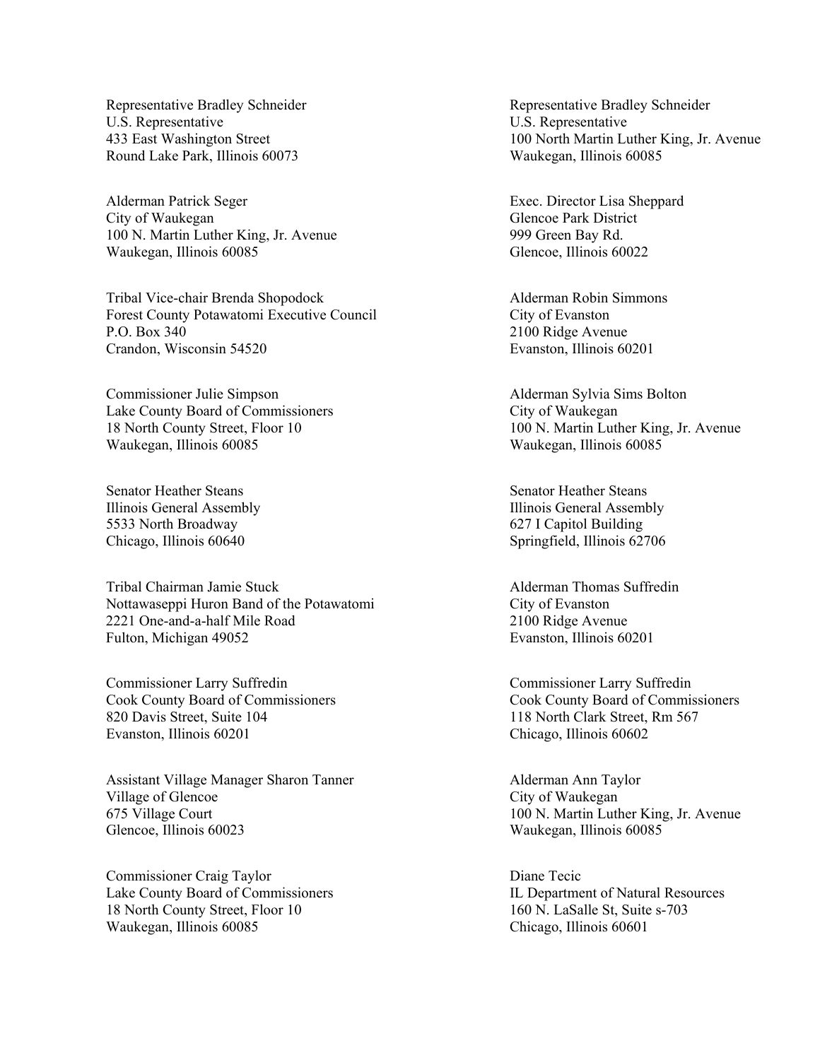Representative Bradley Schneider
U.S. Representative
433 East Washington Street
Round Lake Park, Illinois 60073

Representative Bradley Schneider
U.S. Representative
100 North Martin Luther King, Jr. Avenue
Waukegan, Illinois 60085

Alderman Patrick Seger
City of Waukegan
100 N. Martin Luther King, Jr. Avenue
Waukegan, Illinois 60085

Exec. Director Lisa Sheppard
Glencoe Park District
999 Green Bay Rd.
Glencoe, Illinois 60022

Tribal Vice-chair Brenda Shopodock
Forest County Potawatomi Executive Council
P.O. Box 340
Crandon, Wisconsin 54520

Alderman Robin Simmons
City of Evanston
2100 Ridge Avenue
Evanston, Illinois 60201

Commissioner Julie Simpson
Lake County Board of Commissioners
18 North County Street, Floor 10
Waukegan, Illinois 60085

Alderman Sylvia Sims Bolton
City of Waukegan
100 N. Martin Luther King, Jr. Avenue
Waukegan, Illinois 60085

Senator Heather Steans
Illinois General Assembly
5533 North Broadway
Chicago, Illinois 60640

Senator Heather Steans
Illinois General Assembly
627 I Capitol Building
Springfield, Illinois 62706

Tribal Chairman Jamie Stuck
Nottawaseppi Huron Band of the Potawatomi
2221 One-and-a-half Mile Road
Fulton, Michigan 49052

Alderman Thomas Suffredin
City of Evanston
2100 Ridge Avenue
Evanston, Illinois 60201

Commissioner Larry Suffredin
Cook County Board of Commissioners
820 Davis Street, Suite 104
Evanston, Illinois 60201

Commissioner Larry Suffredin
Cook County Board of Commissioners
118 North Clark Street, Rm 567
Chicago, Illinois 60602

Assistant Village Manager Sharon Tanner
Village of Glencoe
675 Village Court
Glencoe, Illinois 60023

Alderman Ann Taylor
City of Waukegan
100 N. Martin Luther King, Jr. Avenue
Waukegan, Illinois 60085

Commissioner Craig Taylor
Lake County Board of Commissioners
18 North County Street, Floor 10
Waukegan, Illinois 60085

Diane Tecic
IL Department of Natural Resources
160 N. LaSalle St, Suite s-703
Chicago, Illinois 60601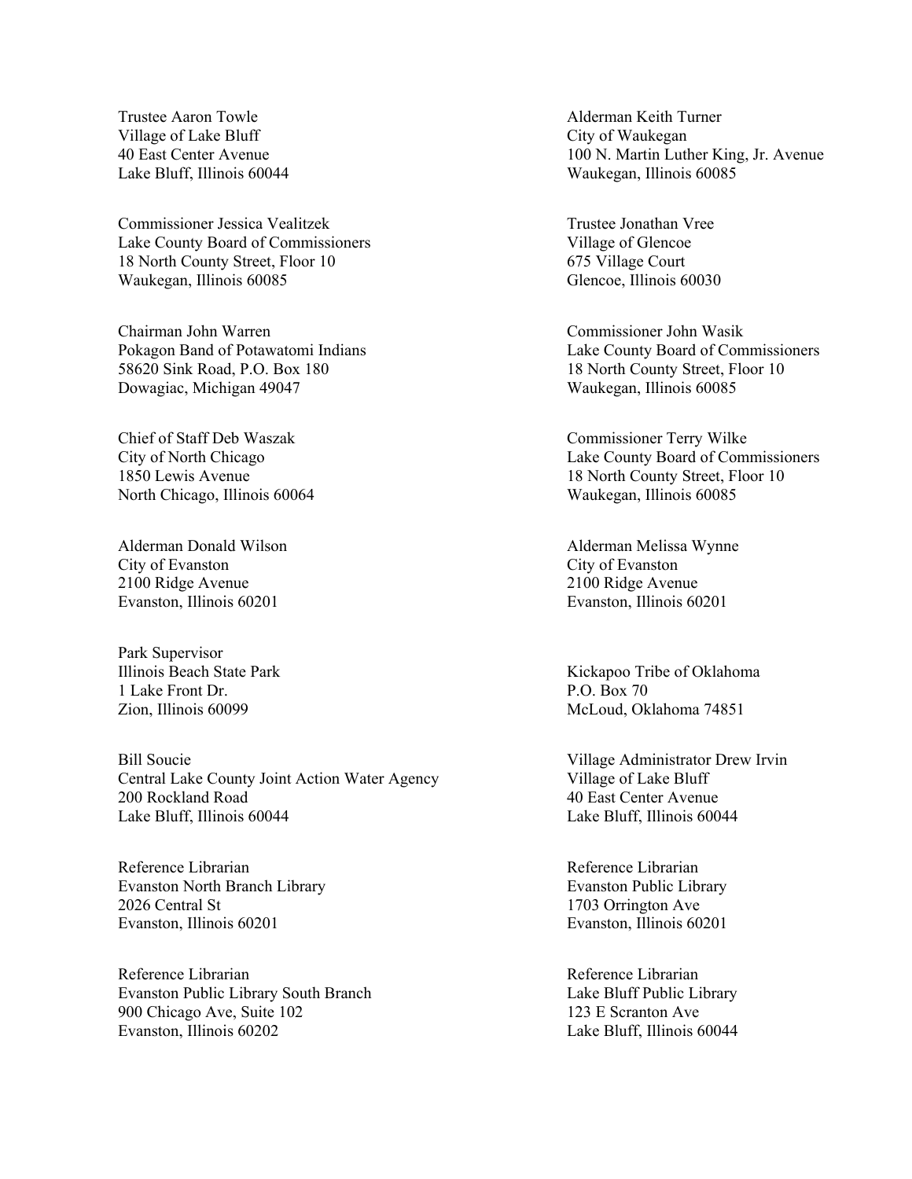Trustee Aaron Towle
Village of Lake Bluff
40 East Center Avenue
Lake Bluff, Illinois 60044

Alderman Keith Turner
City of Waukegan
100 N. Martin Luther King, Jr. Avenue
Waukegan, Illinois 60085

Commissioner Jessica Vealitzek
Lake County Board of Commissioners
18 North County Street, Floor 10
Waukegan, Illinois 60085

Trustee Jonathan Vree
Village of Glencoe
675 Village Court
Glencoe, Illinois 60030

Chairman John Warren
Pokagon Band of Potawatomi Indians
58620 Sink Road, P.O. Box 180
Dowagiac, Michigan 49047

Commissioner John Wasik
Lake County Board of Commissioners
18 North County Street, Floor 10
Waukegan, Illinois 60085

Chief of Staff Deb Waszak
City of North Chicago
1850 Lewis Avenue
North Chicago, Illinois 60064

Commissioner Terry Wilke
Lake County Board of Commissioners
18 North County Street, Floor 10
Waukegan, Illinois 60085

Alderman Donald Wilson
City of Evanston
2100 Ridge Avenue
Evanston, Illinois 60201

Alderman Melissa Wynne
City of Evanston
2100 Ridge Avenue
Evanston, Illinois 60201

Park Supervisor
Illinois Beach State Park
1 Lake Front Dr.
Zion, Illinois 60099

Kickapoo Tribe of Oklahoma
P.O. Box 70
McLoud, Oklahoma 74851

Bill Soucie
Central Lake County Joint Action Water Agency
200 Rockland Road
Lake Bluff, Illinois 60044

Village Administrator Drew Irvin
Village of Lake Bluff
40 East Center Avenue
Lake Bluff, Illinois 60044

Reference Librarian
Evanston North Branch Library
2026 Central St
Evanston, Illinois 60201

Reference Librarian
Evanston Public Library
1703 Orrington Ave
Evanston, Illinois 60201

Reference Librarian
Evanston Public Library South Branch
900 Chicago Ave, Suite 102
Evanston, Illinois 60202

Reference Librarian
Lake Bluff Public Library
123 E Scranton Ave
Lake Bluff, Illinois 60044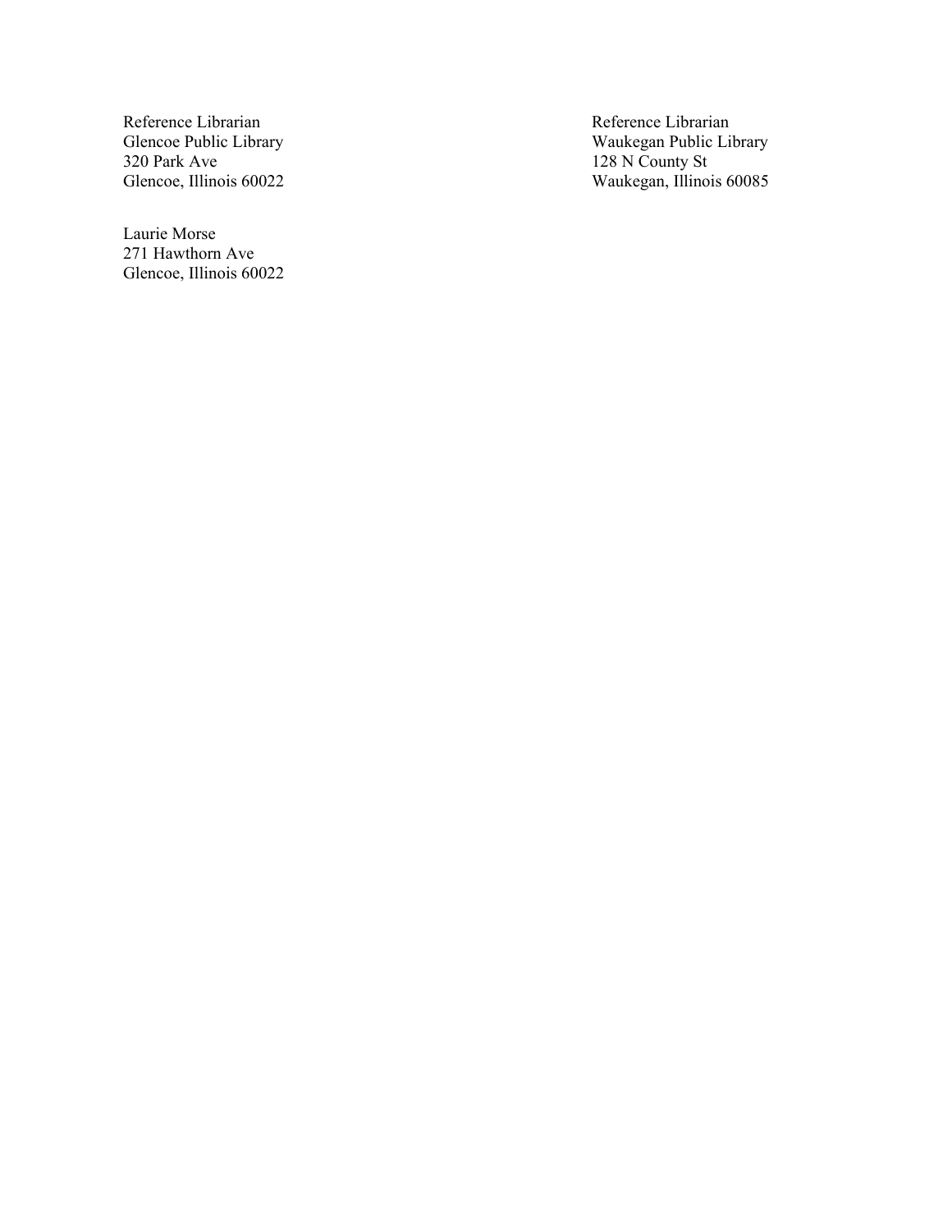Reference Librarian
Glencoe Public Library
320 Park Ave
Glencoe, Illinois 60022

Reference Librarian
Waukegan Public Library
128 N County St
Waukegan, Illinois 60085

Laurie Morse
271 Hawthorn Ave
Glencoe, Illinois 60022